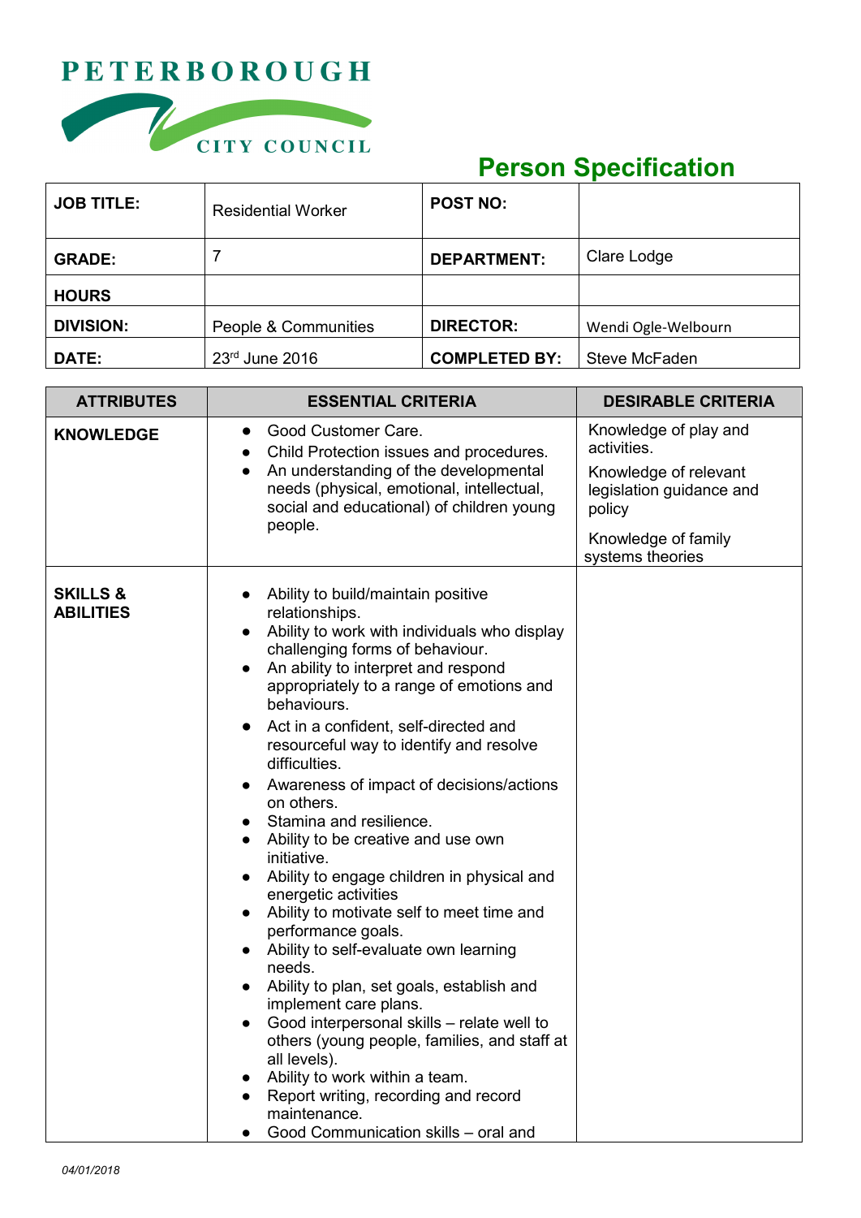PETERBOROUGH CITY COUNCIL

# Person Specification

| JOB TITLE: | Residential Worker | POST NO: | |
|---|---|---|---|
| GRADE: | 7 | DEPARTMENT: | Clare Lodge |
| HOURS | | | |
| DIVISION: | People & Communities | DIRECTOR: | Wendi Ogle-Welbourn |
| DATE: | 23rd June 2016 | COMPLETED BY: | Steve McFaden |

| ATTRIBUTES | ESSENTIAL CRITERIA | DESIRABLE CRITERIA |
|---|---|---|
| **KNOWLEDGE** | • Good Customer Care.<br>• Child Protection issues and procedures.<br>• An understanding of the developmental needs (physical, emotional, intellectual, social and educational) of children young people. | Knowledge of play and activities.<br>Knowledge of relevant legislation guidance and policy<br>Knowledge of family systems theories |
| **SKILLS & ABILITIES** | • Ability to build/maintain positive relationships.<br>• Ability to work with individuals who display challenging forms of behaviour.<br>• An ability to interpret and respond appropriately to a range of emotions and behaviours.<br>• Act in a confident, self-directed and resourceful way to identify and resolve difficulties.<br>• Awareness of impact of decisions/actions on others.<br>• Stamina and resilience.<br>• Ability to be creative and use own initiative.<br>• Ability to engage children in physical and energetic activities<br>• Ability to motivate self to meet time and performance goals.<br>• Ability to self-evaluate own learning needs.<br>• Ability to plan, set goals, establish and implement care plans.<br>• Good interpersonal skills – relate well to others (young people, families, and staff at all levels).<br>• Ability to work within a team.<br>• Report writing, recording and record maintenance.<br>• Good Communication skills – oral and | |

*04/01/2018*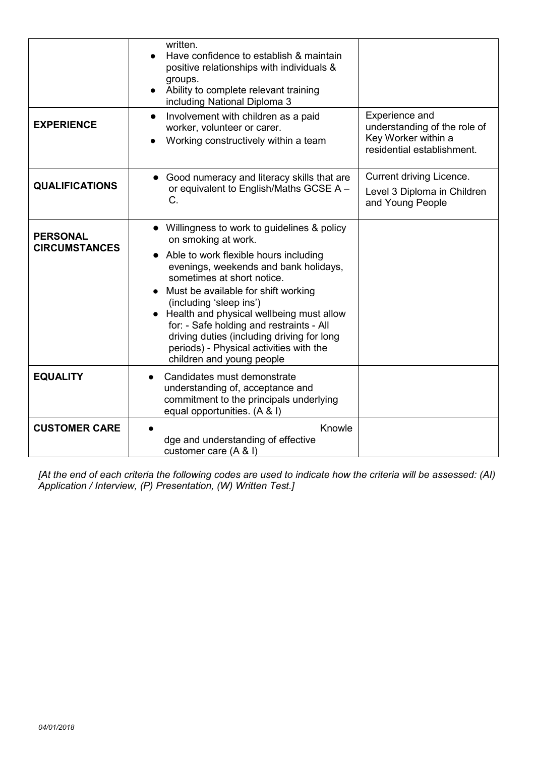| | | |
|---|---|---|
| | written.<br>● Have confidence to establish & maintain positive relationships with individuals & groups.<br>● Ability to complete relevant training including National Diploma 3 | |
| **EXPERIENCE** | ● Involvement with children as a paid worker, volunteer or carer.<br>● Working constructively within a team | Experience and understanding of the role of Key Worker within a residential establishment. |
| **QUALIFICATIONS** | ● Good numeracy and literacy skills that are or equivalent to English/Maths GCSE A – C. | Current driving Licence.<br>Level 3 Diploma in Children and Young People |
| **PERSONAL CIRCUMSTANCES** | ● Willingness to work to guidelines & policy on smoking at work.<br>● Able to work flexible hours including evenings, weekends and bank holidays, sometimes at short notice.<br>● Must be available for shift working (including 'sleep ins')<br>● Health and physical wellbeing must allow for: - Safe holding and restraints - All driving duties (including driving for long periods) - Physical activities with the children and young people | |
| **EQUALITY** | ● Candidates must demonstrate understanding of, acceptance and commitment to the principals underlying equal opportunities. (A & I) | |
| **CUSTOMER CARE** | ● Knowledge and understanding of effective customer care (A & I) | |

*[At the end of each criteria the following codes are used to indicate how the criteria will be assessed: (AI) Application / Interview, (P) Presentation, (W) Written Test.]*

*04/01/2018*